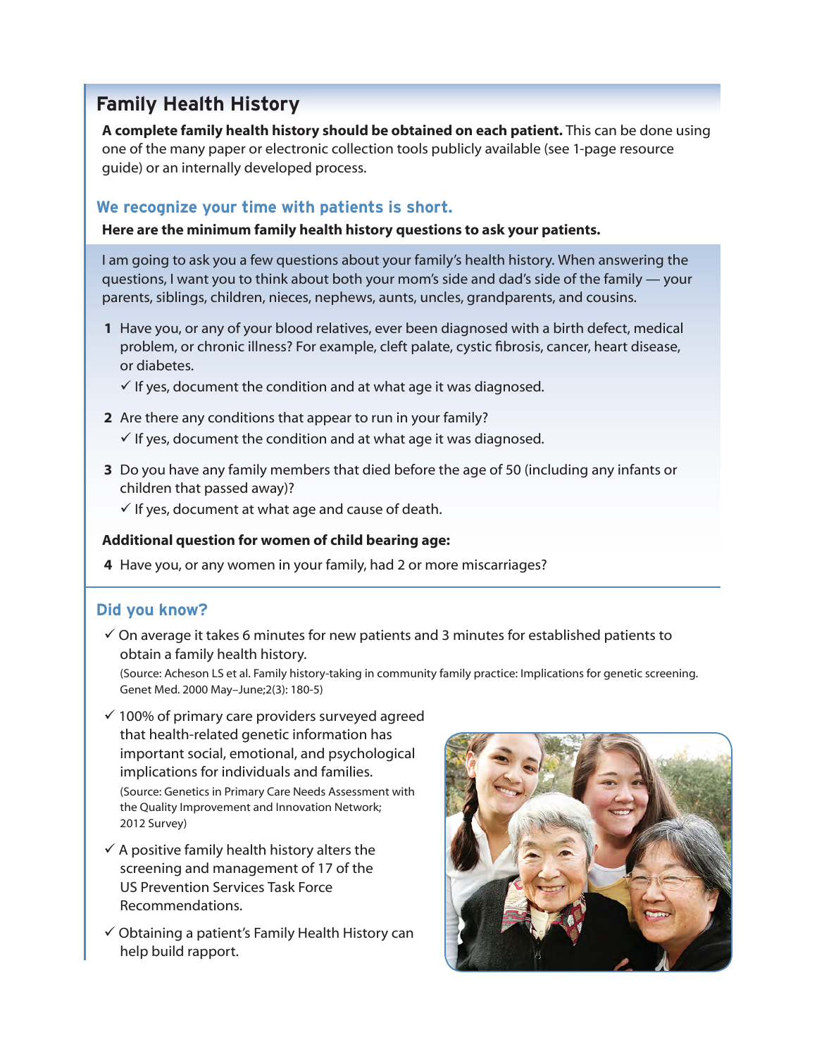## Family Health History

**A complete family health history should be obtained on each patient.** This can be done using one of the many paper or electronic collection tools publicly available (see 1-page resource guide) or an internally developed process.

### We recognize your time with patients is short.

**Here are the minimum family health history questions to ask your patients.**

I am going to ask you a few questions about your family's health history. When answering the questions, I want you to think about both your mom's side and dad's side of the family — your parents, siblings, children, nieces, nephews, aunts, uncles, grandparents, and cousins.

1. Have you, or any of your blood relatives, ever been diagnosed with a birth defect, medical problem, or chronic illness? For example, cleft palate, cystic fibrosis, cancer, heart disease, or diabetes.
   - ✓ If yes, document the condition and at what age it was diagnosed.
2. Are there any conditions that appear to run in your family?
   - ✓ If yes, document the condition and at what age it was diagnosed.
3. Do you have any family members that died before the age of 50 (including any infants or children that passed away)?
   - ✓ If yes, document at what age and cause of death.

**Additional question for women of child bearing age:**

4. Have you, or any women in your family, had 2 or more miscarriages?

### Did you know?

- ✓ On average it takes 6 minutes for new patients and 3 minutes for established patients to obtain a family health history.
  (Source: Acheson LS et al. Family history-taking in community family practice: Implications for genetic screening. Genet Med. 2000 May–June;2(3): 180-5)
- ✓ 100% of primary care providers surveyed agreed that health-related genetic information has important social, emotional, and psychological implications for individuals and families.
  (Source: Genetics in Primary Care Needs Assessment with the Quality Improvement and Innovation Network; 2012 Survey)
- ✓ A positive family health history alters the screening and management of 17 of the US Prevention Services Task Force Recommendations.
- ✓ Obtaining a patient's Family Health History can help build rapport.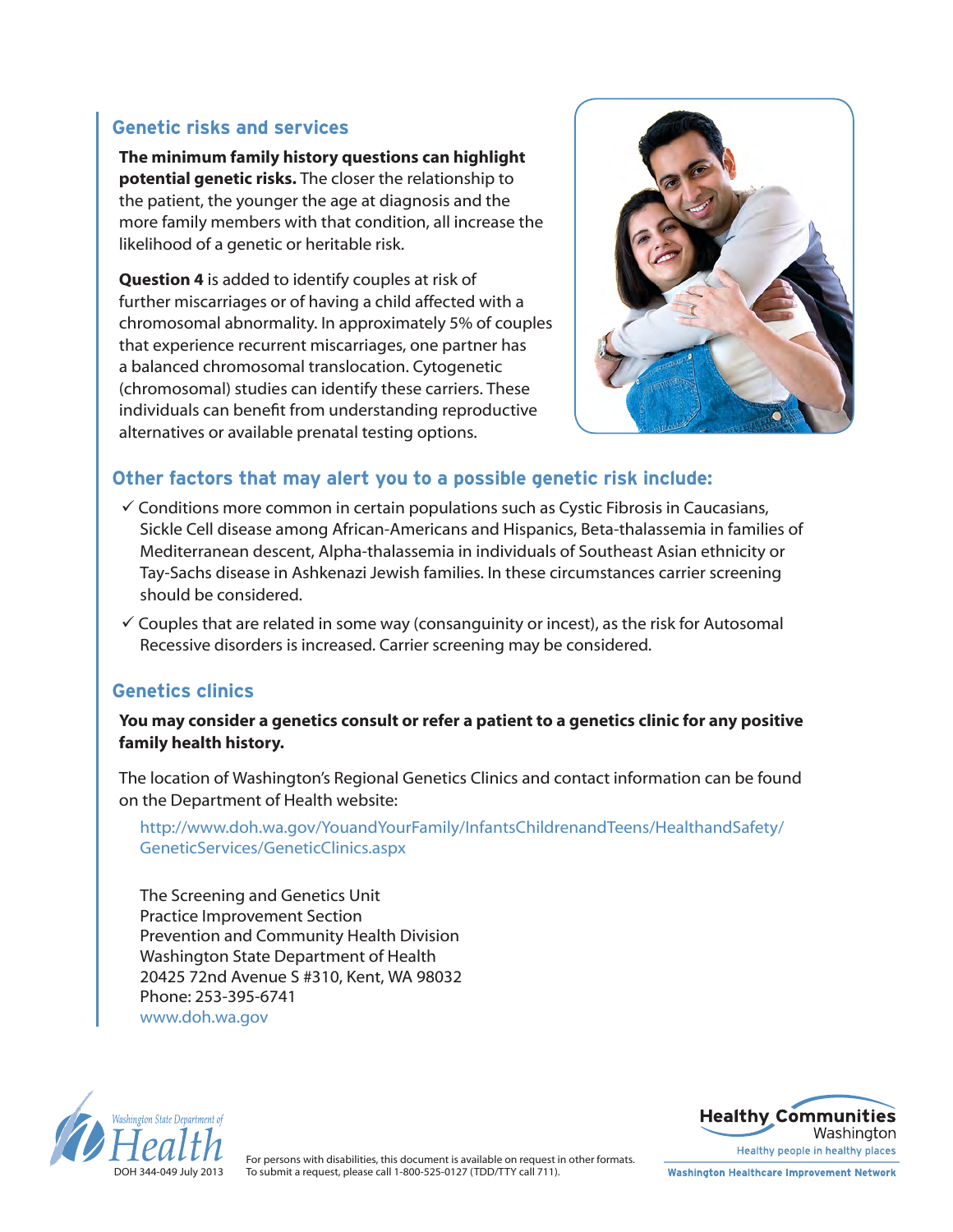## Genetic risks and services

**The minimum family history questions can highlight potential genetic risks.** The closer the relationship to the patient, the younger the age at diagnosis and the more family members with that condition, all increase the likelihood of a genetic or heritable risk.

**Question 4** is added to identify couples at risk of further miscarriages or of having a child affected with a chromosomal abnormality. In approximately 5% of couples that experience recurrent miscarriages, one partner has a balanced chromosomal translocation. Cytogenetic (chromosomal) studies can identify these carriers. These individuals can benefit from understanding reproductive alternatives or available prenatal testing options.

## Other factors that may alert you to a possible genetic risk include:

- ✓ Conditions more common in certain populations such as Cystic Fibrosis in Caucasians, Sickle Cell disease among African-Americans and Hispanics, Beta-thalassemia in families of Mediterranean descent, Alpha-thalassemia in individuals of Southeast Asian ethnicity or Tay-Sachs disease in Ashkenazi Jewish families. In these circumstances carrier screening should be considered.
- ✓ Couples that are related in some way (consanguinity or incest), as the risk for Autosomal Recessive disorders is increased. Carrier screening may be considered.

## Genetics clinics

**You may consider a genetics consult or refer a patient to a genetics clinic for any positive family health history.**

The location of Washington's Regional Genetics Clinics and contact information can be found on the Department of Health website:

http://www.doh.wa.gov/YouandYourFamily/InfantsChildrenandTeens/HealthandSafety/GeneticServices/GeneticClinics.aspx

The Screening and Genetics Unit
Practice Improvement Section
Prevention and Community Health Division
Washington State Department of Health
20425 72nd Avenue S #310, Kent, WA 98032
Phone: 253-395-6741
www.doh.wa.gov

Washington State Department of Health
DOH 344-049 July 2013

For persons with disabilities, this document is available on request in other formats. To submit a request, please call 1-800-525-0127 (TDD/TTY call 711).

Healthy Communities Washington
Healthy people in healthy places
Washington Healthcare Improvement Network